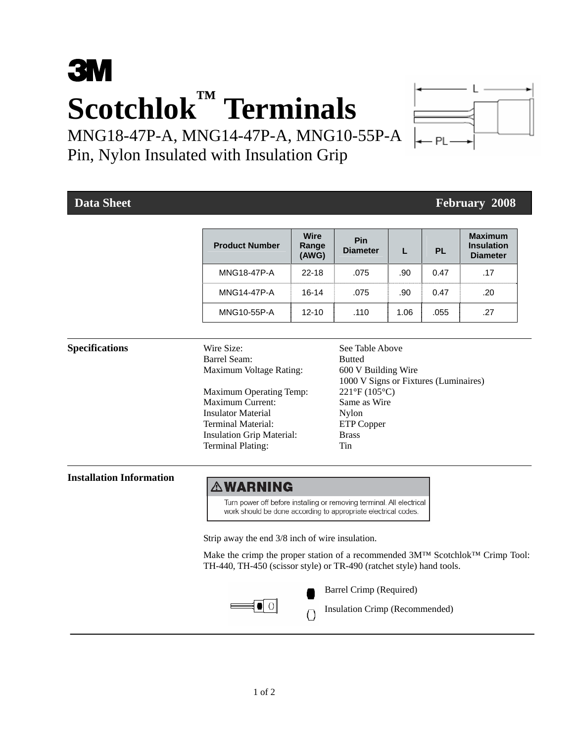**3M**

# Scotchlok™ Terminals

MNG18-47P-A, MNG14-47P-A, MNG10-55P-A
Pin, Nylon Insulated with Insulation Grip

L
PL

**Data Sheet** **February 2008**

| Product Number | Wire Range (AWG) | Pin Diameter | L | PL | Maximum Insulation Diameter |
|---|---|---|---|---|---|
| MNG18-47P-A | 22-18 | .075 | .90 | 0.47 | .17 |
| MNG14-47P-A | 16-14 | .075 | .90 | 0.47 | .20 |
| MNG10-55P-A | 12-10 | .110 | 1.06 | .055 | .27 |

## Specifications

| | |
|---|---|
| Wire Size: | See Table Above |
| Barrel Seam: | Butted |
| Maximum Voltage Rating: | 600 V Building Wire<br>1000 V Signs or Fixtures (Luminaires) |
| Maximum Operating Temp: | 221°F (105°C) |
| Maximum Current: | Same as Wire |
| Insulator Material | Nylon |
| Terminal Material: | ETP Copper |
| Insulation Grip Material: | Brass |
| Terminal Plating: | Tin |

## Installation Information

**⚠WARNING**

Turn power off before installing or removing terminal. All electrical work should be done according to appropriate electrical codes.

Strip away the end 3/8 inch of wire insulation.

Make the crimp the proper station of a recommended 3M™ Scotchlok™ Crimp Tool: TH-440, TH-450 (scissor style) or TR-490 (ratchet style) hand tools.

Barrel Crimp (Required)

Insulation Crimp (Recommended)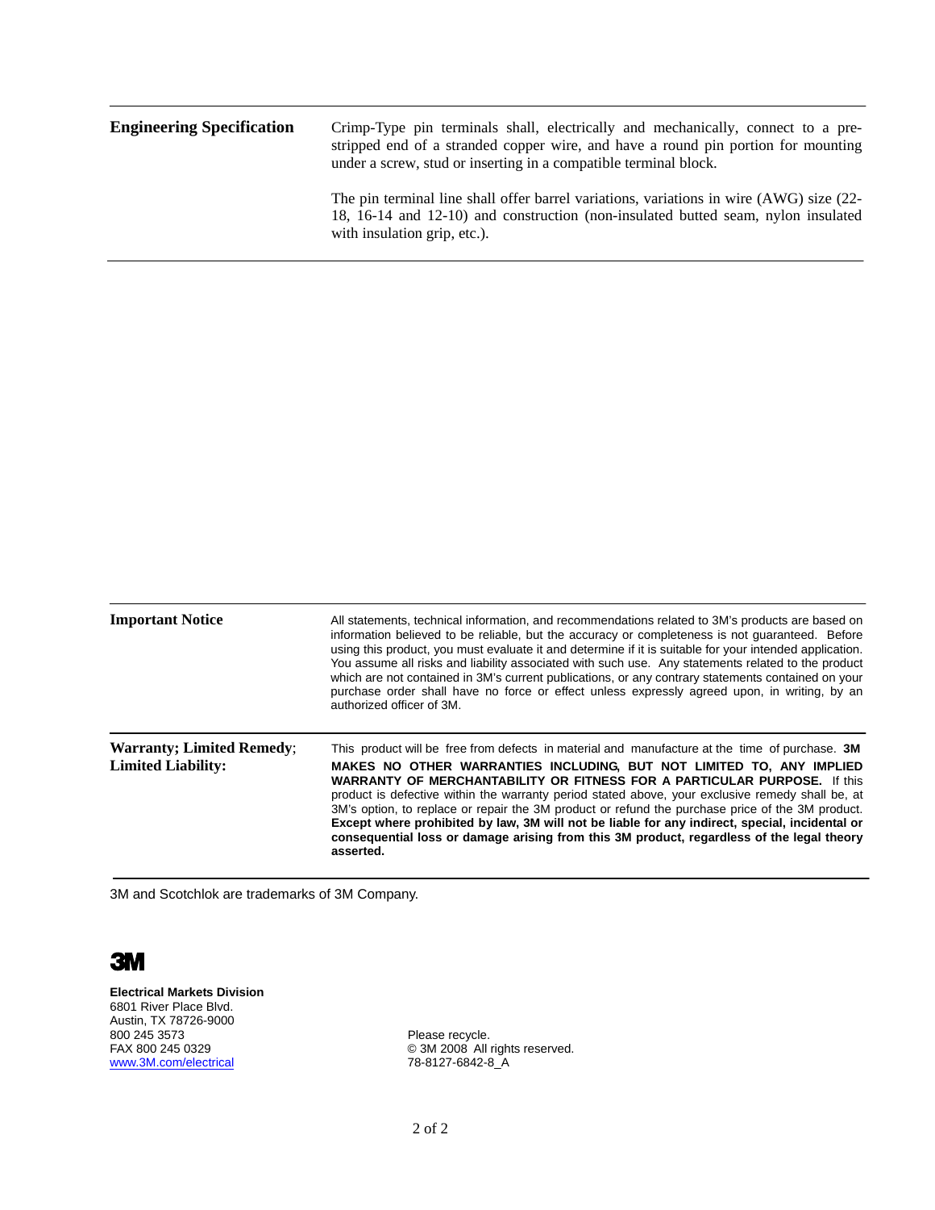**Engineering Specification**

Crimp-Type pin terminals shall, electrically and mechanically, connect to a pre-stripped end of a stranded copper wire, and have a round pin portion for mounting under a screw, stud or inserting in a compatible terminal block.

The pin terminal line shall offer barrel variations, variations in wire (AWG) size (22-18, 16-14 and 12-10) and construction (non-insulated butted seam, nylon insulated with insulation grip, etc.).

**Important Notice**

All statements, technical information, and recommendations related to 3M's products are based on information believed to be reliable, but the accuracy or completeness is not guaranteed. Before using this product, you must evaluate it and determine if it is suitable for your intended application. You assume all risks and liability associated with such use. Any statements related to the product which are not contained in 3M's current publications, or any contrary statements contained on your purchase order shall have no force or effect unless expressly agreed upon, in writing, by an authorized officer of 3M.

**Warranty; Limited Remedy; Limited Liability:**

This product will be free from defects in material and manufacture at the time of purchase. **3M MAKES NO OTHER WARRANTIES INCLUDING, BUT NOT LIMITED TO, ANY IMPLIED WARRANTY OF MERCHANTABILITY OR FITNESS FOR A PARTICULAR PURPOSE.** If this product is defective within the warranty period stated above, your exclusive remedy shall be, at 3M's option, to replace or repair the 3M product or refund the purchase price of the 3M product. **Except where prohibited by law, 3M will not be liable for any indirect, special, incidental or consequential loss or damage arising from this 3M product, regardless of the legal theory asserted.**

3M and Scotchlok are trademarks of 3M Company.

3M

**Electrical Markets Division**
6801 River Place Blvd.
Austin, TX 78726-9000
800 245 3573
FAX 800 245 0329
www.3M.com/electrical

Please recycle.
© 3M 2008 All rights reserved.
78-8127-6842-8_A